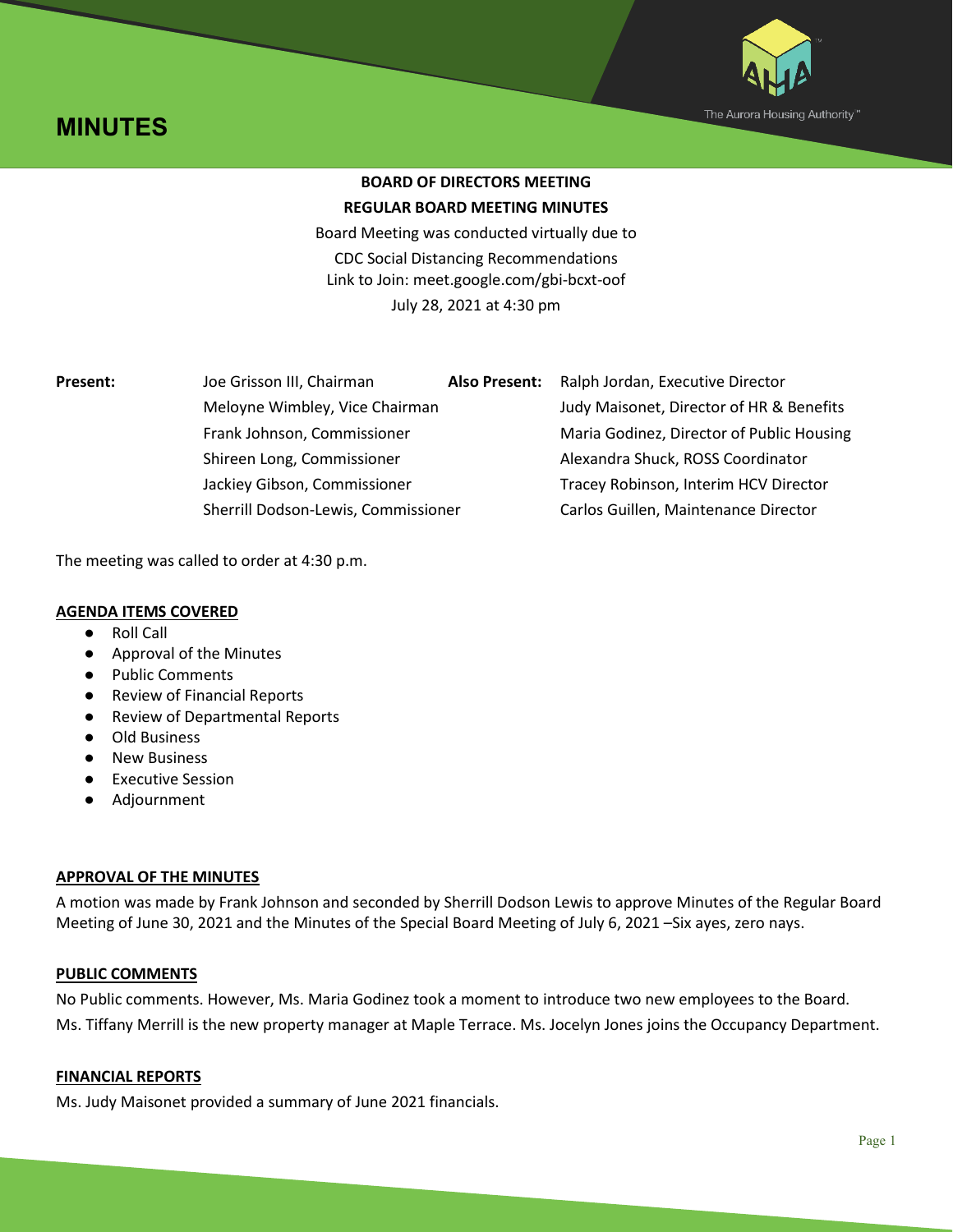# MINUTES

The Aurora Housing Authority™

**BOARD OF DIRECTORS MEETING**

**REGULAR BOARD MEETING MINUTES**

Board Meeting was conducted virtually due to
CDC Social Distancing Recommendations
Link to Join: meet.google.com/gbi-bcxt-oof
July 28, 2021 at 4:30 pm

| **Present:** | | **Also Present:** | |
|---|---|---|---|
| | Joe Grisson III, Chairman | | Ralph Jordan, Executive Director |
| | Meloyne Wimbley, Vice Chairman | | Judy Maisonet, Director of HR & Benefits |
| | Frank Johnson, Commissioner | | Maria Godinez, Director of Public Housing |
| | Shireen Long, Commissioner | | Alexandra Shuck, ROSS Coordinator |
| | Jackiey Gibson, Commissioner | | Tracey Robinson, Interim HCV Director |
| | Sherrill Dodson-Lewis, Commissioner | | Carlos Guillen, Maintenance Director |

The meeting was called to order at 4:30 p.m.

**AGENDA ITEMS COVERED**

- Roll Call
- Approval of the Minutes
- Public Comments
- Review of Financial Reports
- Review of Departmental Reports
- Old Business
- New Business
- Executive Session
- Adjournment

**APPROVAL OF THE MINUTES**

A motion was made by Frank Johnson and seconded by Sherrill Dodson Lewis to approve Minutes of the Regular Board Meeting of June 30, 2021 and the Minutes of the Special Board Meeting of July 6, 2021 –Six ayes, zero nays.

**PUBLIC COMMENTS**

No Public comments. However, Ms. Maria Godinez took a moment to introduce two new employees to the Board. Ms. Tiffany Merrill is the new property manager at Maple Terrace. Ms. Jocelyn Jones joins the Occupancy Department.

**FINANCIAL REPORTS**

Ms. Judy Maisonet provided a summary of June 2021 financials.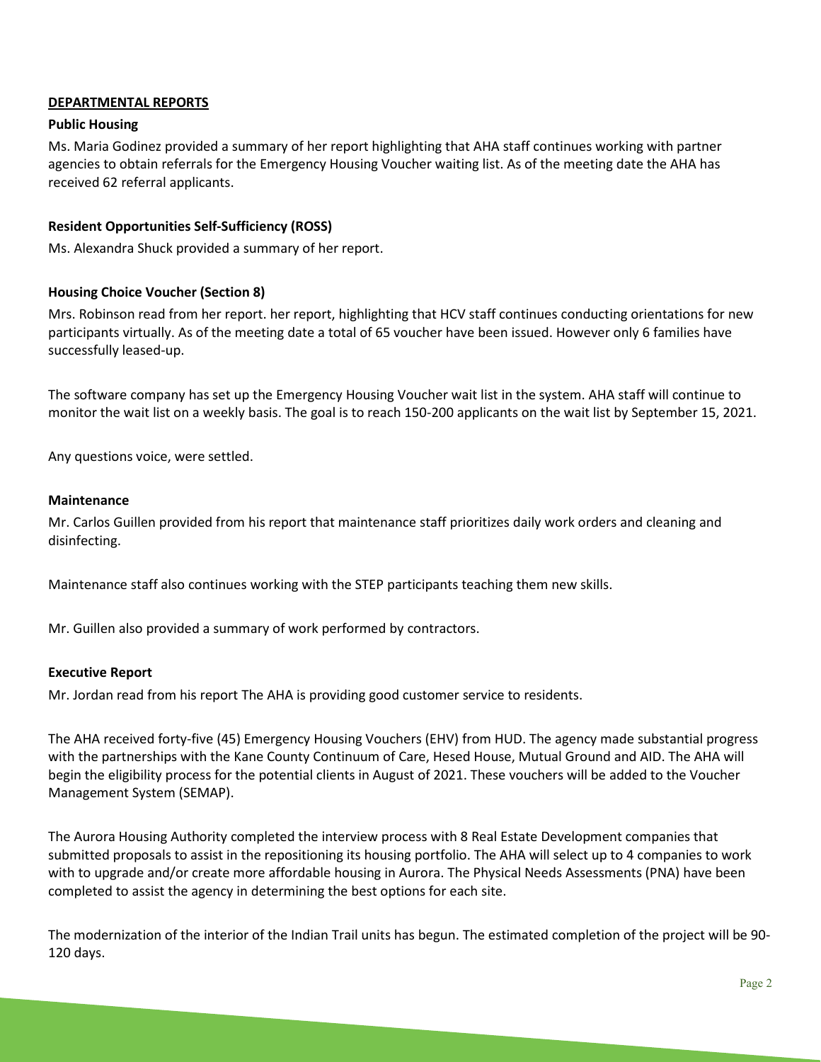## DEPARTMENTAL REPORTS

### Public Housing

Ms. Maria Godinez provided a summary of her report highlighting that AHA staff continues working with partner agencies to obtain referrals for the Emergency Housing Voucher waiting list. As of the meeting date the AHA has received 62 referral applicants.

### Resident Opportunities Self-Sufficiency (ROSS)

Ms. Alexandra Shuck provided a summary of her report.

### Housing Choice Voucher (Section 8)

Mrs. Robinson read from her report. her report, highlighting that HCV staff continues conducting orientations for new participants virtually. As of the meeting date a total of 65 voucher have been issued. However only 6 families have successfully leased-up.

The software company has set up the Emergency Housing Voucher wait list in the system. AHA staff will continue to monitor the wait list on a weekly basis. The goal is to reach 150-200 applicants on the wait list by September 15, 2021.

Any questions voice, were settled.

### Maintenance

Mr. Carlos Guillen provided from his report that maintenance staff prioritizes daily work orders and cleaning and disinfecting.

Maintenance staff also continues working with the STEP participants teaching them new skills.

Mr. Guillen also provided a summary of work performed by contractors.

### Executive Report

Mr. Jordan read from his report The AHA is providing good customer service to residents.

The AHA received forty-five (45) Emergency Housing Vouchers (EHV) from HUD. The agency made substantial progress with the partnerships with the Kane County Continuum of Care, Hesed House, Mutual Ground and AID. The AHA will begin the eligibility process for the potential clients in August of 2021. These vouchers will be added to the Voucher Management System (SEMAP).

The Aurora Housing Authority completed the interview process with 8 Real Estate Development companies that submitted proposals to assist in the repositioning its housing portfolio. The AHA will select up to 4 companies to work with to upgrade and/or create more affordable housing in Aurora. The Physical Needs Assessments (PNA) have been completed to assist the agency in determining the best options for each site.

The modernization of the interior of the Indian Trail units has begun. The estimated completion of the project will be 90-120 days.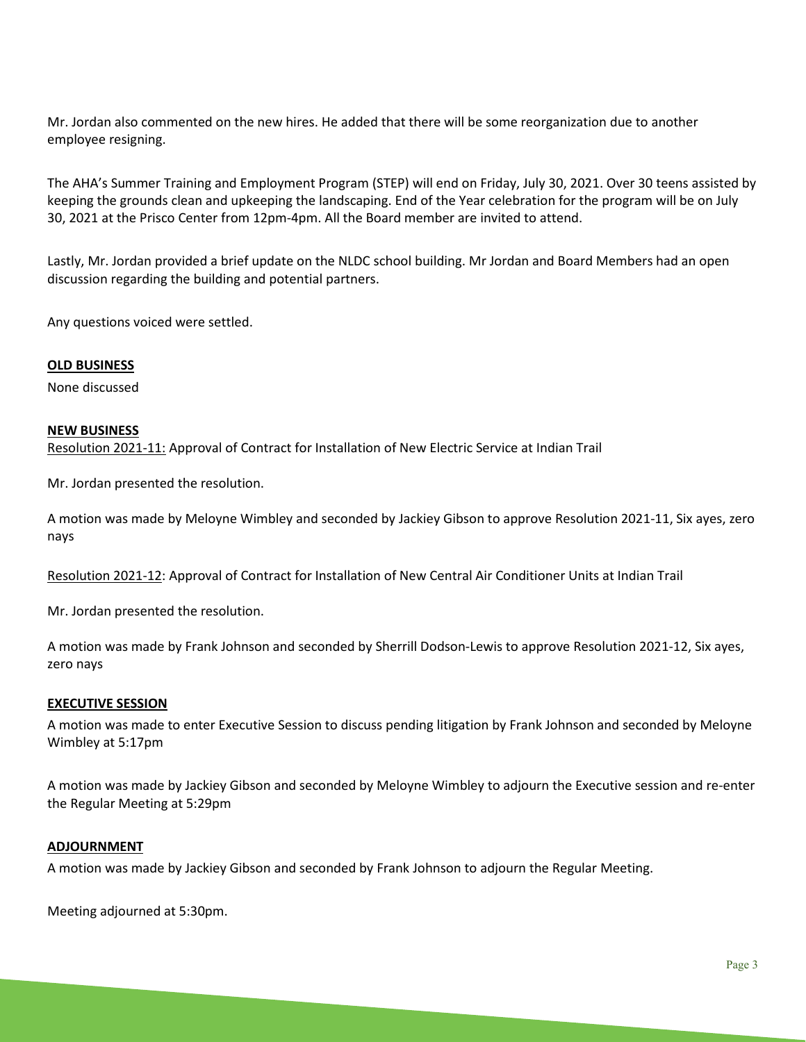Mr. Jordan also commented on the new hires. He added that there will be some reorganization due to another employee resigning.

The AHA's Summer Training and Employment Program (STEP) will end on Friday, July 30, 2021. Over 30 teens assisted by keeping the grounds clean and upkeeping the landscaping. End of the Year celebration for the program will be on July 30, 2021 at the Prisco Center from 12pm-4pm. All the Board member are invited to attend.

Lastly, Mr. Jordan provided a brief update on the NLDC school building. Mr Jordan and Board Members had an open discussion regarding the building and potential partners.

Any questions voiced were settled.

**OLD BUSINESS**

None discussed

**NEW BUSINESS**

Resolution 2021-11: Approval of Contract for Installation of New Electric Service at Indian Trail

Mr. Jordan presented the resolution.

A motion was made by Meloyne Wimbley and seconded by Jackiey Gibson to approve Resolution 2021-11, Six ayes, zero nays

Resolution 2021-12: Approval of Contract for Installation of New Central Air Conditioner Units at Indian Trail

Mr. Jordan presented the resolution.

A motion was made by Frank Johnson and seconded by Sherrill Dodson-Lewis to approve Resolution 2021-12, Six ayes, zero nays

**EXECUTIVE SESSION**

A motion was made to enter Executive Session to discuss pending litigation by Frank Johnson and seconded by Meloyne Wimbley at 5:17pm

A motion was made by Jackiey Gibson and seconded by Meloyne Wimbley to adjourn the Executive session and re-enter the Regular Meeting at 5:29pm

**ADJOURNMENT**

A motion was made by Jackiey Gibson and seconded by Frank Johnson to adjourn the Regular Meeting.

Meeting adjourned at 5:30pm.